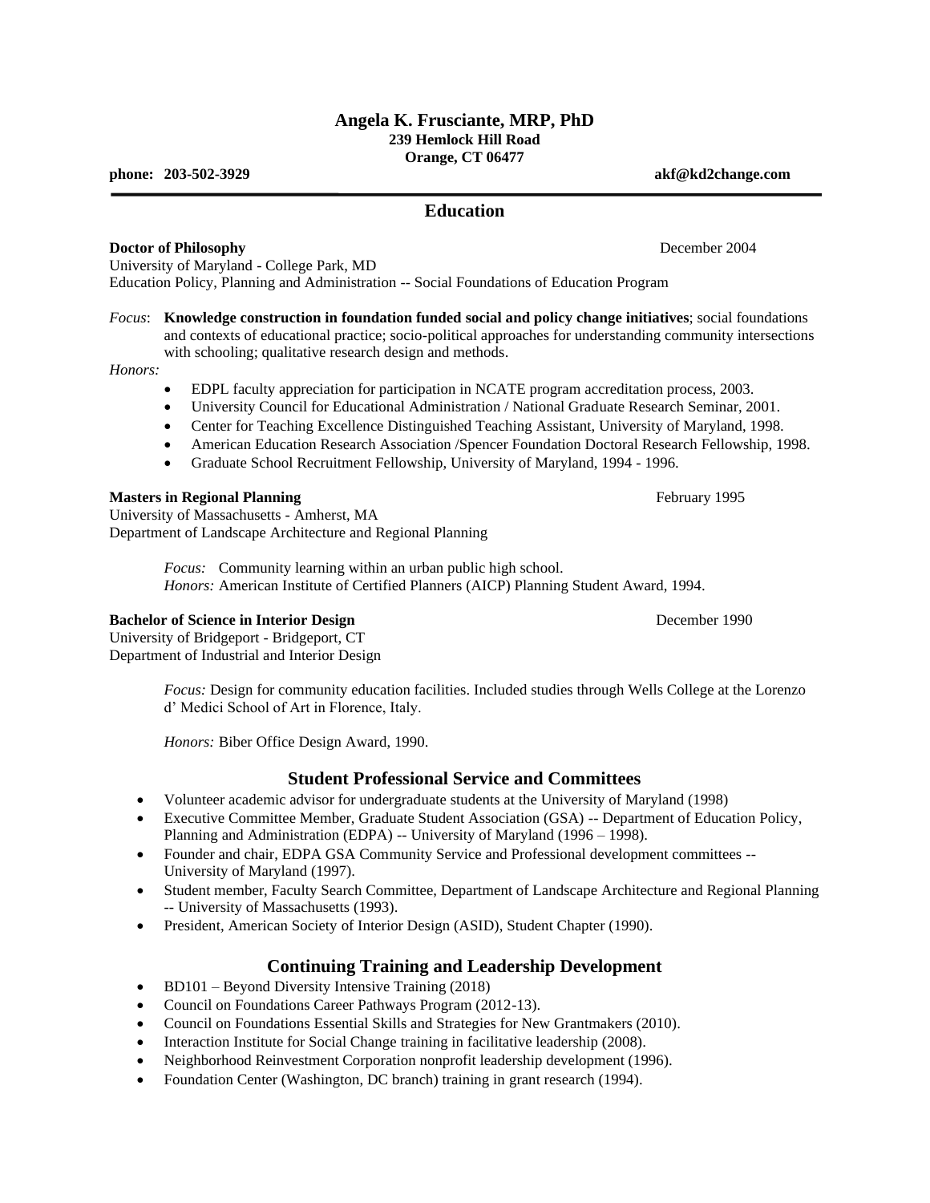# Angela K. Frusciante, MRP, PhD

**239 Hemlock Hill Road**
**Orange, CT 06477**

**phone: 203-502-3929** **akf@kd2change.com**

## Education

**Doctor of Philosophy** December 2004
University of Maryland - College Park, MD
Education Policy, Planning and Administration -- Social Foundations of Education Program

*Focus*: **Knowledge construction in foundation funded social and policy change initiatives**; social foundations and contexts of educational practice; socio-political approaches for understanding community intersections with schooling; qualitative research design and methods.

*Honors:*

- EDPL faculty appreciation for participation in NCATE program accreditation process, 2003.
- University Council for Educational Administration / National Graduate Research Seminar, 2001.
- Center for Teaching Excellence Distinguished Teaching Assistant, University of Maryland, 1998.
- American Education Research Association /Spencer Foundation Doctoral Research Fellowship, 1998.
- Graduate School Recruitment Fellowship, University of Maryland, 1994 - 1996.

**Masters in Regional Planning** February 1995
University of Massachusetts - Amherst, MA
Department of Landscape Architecture and Regional Planning

*Focus:* Community learning within an urban public high school.
*Honors:* American Institute of Certified Planners (AICP) Planning Student Award, 1994.

**Bachelor of Science in Interior Design** December 1990
University of Bridgeport - Bridgeport, CT
Department of Industrial and Interior Design

*Focus:* Design for community education facilities. Included studies through Wells College at the Lorenzo d' Medici School of Art in Florence, Italy.

*Honors:* Biber Office Design Award, 1990.

## Student Professional Service and Committees

- Volunteer academic advisor for undergraduate students at the University of Maryland (1998)
- Executive Committee Member, Graduate Student Association (GSA) -- Department of Education Policy, Planning and Administration (EDPA) -- University of Maryland (1996 – 1998).
- Founder and chair, EDPA GSA Community Service and Professional development committees -- University of Maryland (1997).
- Student member, Faculty Search Committee, Department of Landscape Architecture and Regional Planning -- University of Massachusetts (1993).
- President, American Society of Interior Design (ASID), Student Chapter (1990).

## Continuing Training and Leadership Development

- BD101 – Beyond Diversity Intensive Training (2018)
- Council on Foundations Career Pathways Program (2012-13).
- Council on Foundations Essential Skills and Strategies for New Grantmakers (2010).
- Interaction Institute for Social Change training in facilitative leadership (2008).
- Neighborhood Reinvestment Corporation nonprofit leadership development (1996).
- Foundation Center (Washington, DC branch) training in grant research (1994).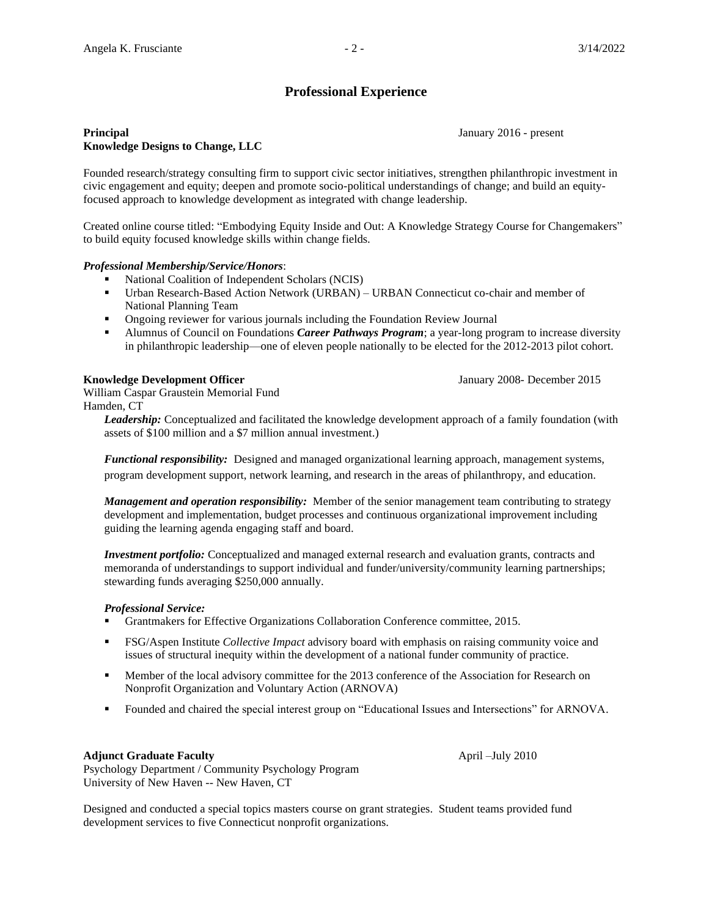## Professional Experience

**Principal** January 2016 - present
**Knowledge Designs to Change, LLC**

Founded research/strategy consulting firm to support civic sector initiatives, strengthen philanthropic investment in civic engagement and equity; deepen and promote socio-political understandings of change; and build an equity-focused approach to knowledge development as integrated with change leadership.

Created online course titled: "Embodying Equity Inside and Out: A Knowledge Strategy Course for Changemakers" to build equity focused knowledge skills within change fields.

***Professional Membership/Service/Honors***:

- National Coalition of Independent Scholars (NCIS)
- Urban Research-Based Action Network (URBAN) – URBAN Connecticut co-chair and member of National Planning Team
- Ongoing reviewer for various journals including the Foundation Review Journal
- Alumnus of Council on Foundations ***Career Pathways Program***; a year-long program to increase diversity in philanthropic leadership—one of eleven people nationally to be elected for the 2012-2013 pilot cohort.

**Knowledge Development Officer** January 2008- December 2015
William Caspar Graustein Memorial Fund
Hamden, CT

***Leadership:*** Conceptualized and facilitated the knowledge development approach of a family foundation (with assets of $100 million and a $7 million annual investment.)

***Functional responsibility:*** Designed and managed organizational learning approach, management systems, program development support, network learning, and research in the areas of philanthropy, and education.

***Management and operation responsibility:*** Member of the senior management team contributing to strategy development and implementation, budget processes and continuous organizational improvement including guiding the learning agenda engaging staff and board.

***Investment portfolio:*** Conceptualized and managed external research and evaluation grants, contracts and memoranda of understandings to support individual and funder/university/community learning partnerships; stewarding funds averaging $250,000 annually.

***Professional Service:***

- Grantmakers for Effective Organizations Collaboration Conference committee, 2015.
- FSG/Aspen Institute *Collective Impact* advisory board with emphasis on raising community voice and issues of structural inequity within the development of a national funder community of practice.
- Member of the local advisory committee for the 2013 conference of the Association for Research on Nonprofit Organization and Voluntary Action (ARNOVA)
- Founded and chaired the special interest group on "Educational Issues and Intersections" for ARNOVA.

**Adjunct Graduate Faculty** April –July 2010
Psychology Department / Community Psychology Program
University of New Haven -- New Haven, CT

Designed and conducted a special topics masters course on grant strategies. Student teams provided fund development services to five Connecticut nonprofit organizations.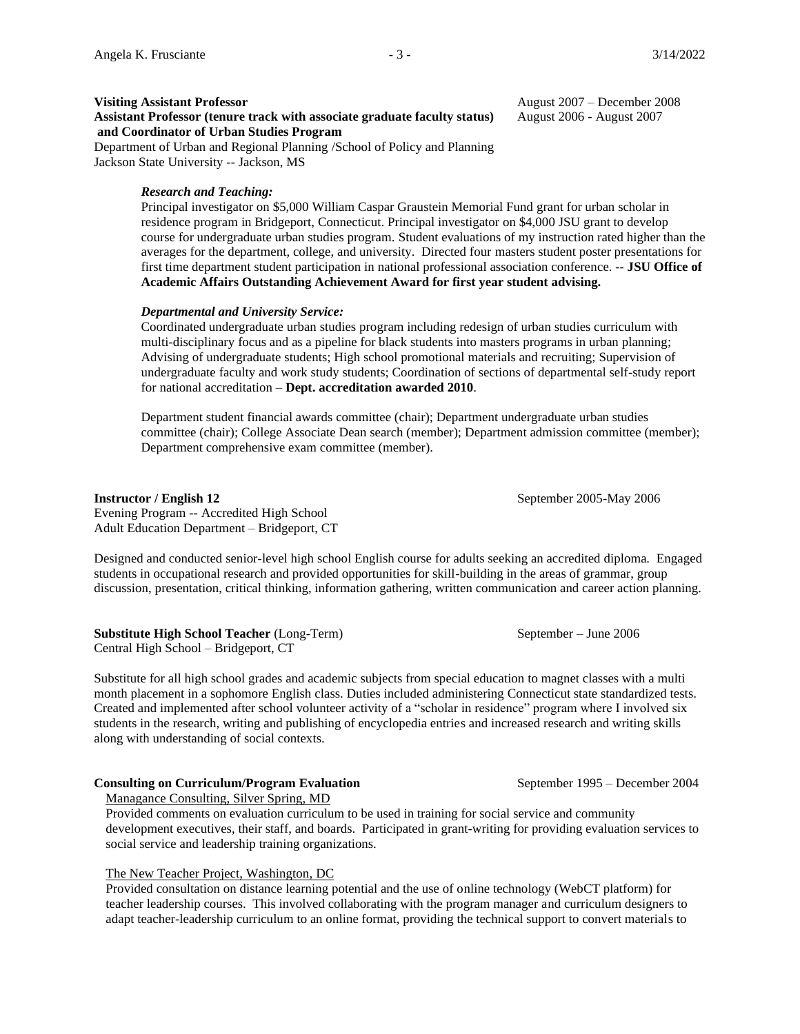**Visiting Assistant Professor** August 2007 – December 2008

**Assistant Professor (tenure track with associate graduate faculty status) and Coordinator of Urban Studies Program** August 2006 - August 2007

Department of Urban and Regional Planning /School of Policy and Planning
Jackson State University -- Jackson, MS

***Research and Teaching:***

Principal investigator on $5,000 William Caspar Graustein Memorial Fund grant for urban scholar in residence program in Bridgeport, Connecticut. Principal investigator on $4,000 JSU grant to develop course for undergraduate urban studies program. Student evaluations of my instruction rated higher than the averages for the department, college, and university. Directed four masters student poster presentations for first time department student participation in national professional association conference. -- **JSU Office of Academic Affairs Outstanding Achievement Award for first year student advising.**

***Departmental and University Service:***

Coordinated undergraduate urban studies program including redesign of urban studies curriculum with multi-disciplinary focus and as a pipeline for black students into masters programs in urban planning; Advising of undergraduate students; High school promotional materials and recruiting; Supervision of undergraduate faculty and work study students; Coordination of sections of departmental self-study report for national accreditation – **Dept. accreditation awarded 2010**.

Department student financial awards committee (chair); Department undergraduate urban studies committee (chair); College Associate Dean search (member); Department admission committee (member); Department comprehensive exam committee (member).

**Instructor / English 12** September 2005-May 2006

Evening Program -- Accredited High School
Adult Education Department – Bridgeport, CT

Designed and conducted senior-level high school English course for adults seeking an accredited diploma. Engaged students in occupational research and provided opportunities for skill-building in the areas of grammar, group discussion, presentation, critical thinking, information gathering, written communication and career action planning.

**Substitute High School Teacher** (Long-Term) September – June 2006

Central High School – Bridgeport, CT

Substitute for all high school grades and academic subjects from special education to magnet classes with a multi month placement in a sophomore English class. Duties included administering Connecticut state standardized tests. Created and implemented after school volunteer activity of a "scholar in residence" program where I involved six students in the research, writing and publishing of encyclopedia entries and increased research and writing skills along with understanding of social contexts.

**Consulting on Curriculum/Program Evaluation** September 1995 – December 2004

Managance Consulting, Silver Spring, MD

Provided comments on evaluation curriculum to be used in training for social service and community development executives, their staff, and boards. Participated in grant-writing for providing evaluation services to social service and leadership training organizations.

The New Teacher Project, Washington, DC

Provided consultation on distance learning potential and the use of online technology (WebCT platform) for teacher leadership courses. This involved collaborating with the program manager and curriculum designers to adapt teacher-leadership curriculum to an online format, providing the technical support to convert materials to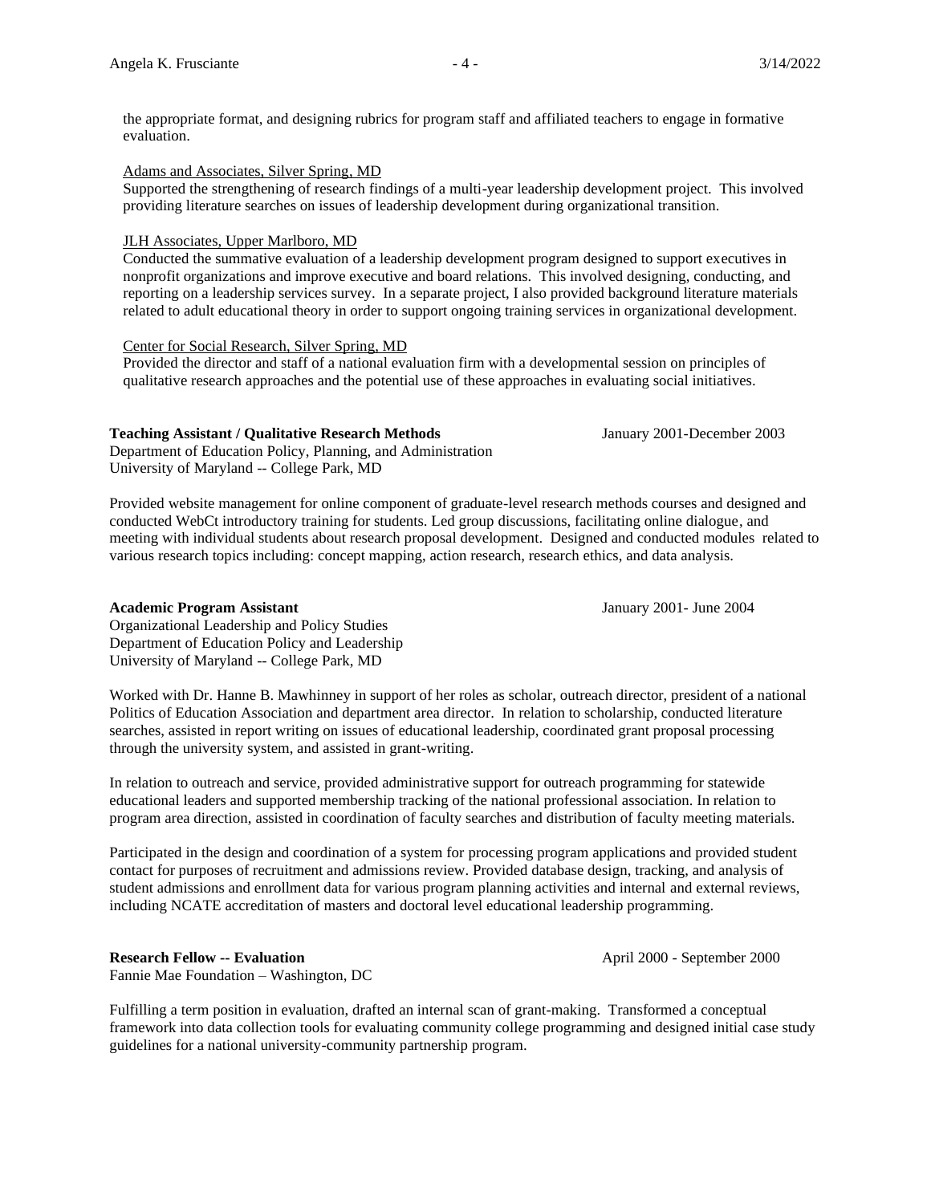the appropriate format, and designing rubrics for program staff and affiliated teachers to engage in formative evaluation.

<u>Adams and Associates, Silver Spring, MD</u>
Supported the strengthening of research findings of a multi-year leadership development project. This involved providing literature searches on issues of leadership development during organizational transition.

<u>JLH Associates, Upper Marlboro, MD</u>
Conducted the summative evaluation of a leadership development program designed to support executives in nonprofit organizations and improve executive and board relations. This involved designing, conducting, and reporting on a leadership services survey. In a separate project, I also provided background literature materials related to adult educational theory in order to support ongoing training services in organizational development.

<u>Center for Social Research, Silver Spring, MD</u>
Provided the director and staff of a national evaluation firm with a developmental session on principles of qualitative research approaches and the potential use of these approaches in evaluating social initiatives.

**Teaching Assistant / Qualitative Research Methods** January 2001-December 2003
Department of Education Policy, Planning, and Administration
University of Maryland -- College Park, MD

Provided website management for online component of graduate-level research methods courses and designed and conducted WebCt introductory training for students. Led group discussions, facilitating online dialogue, and meeting with individual students about research proposal development. Designed and conducted modules related to various research topics including: concept mapping, action research, research ethics, and data analysis.

**Academic Program Assistant** January 2001- June 2004
Organizational Leadership and Policy Studies
Department of Education Policy and Leadership
University of Maryland -- College Park, MD

Worked with Dr. Hanne B. Mawhinney in support of her roles as scholar, outreach director, president of a national Politics of Education Association and department area director. In relation to scholarship, conducted literature searches, assisted in report writing on issues of educational leadership, coordinated grant proposal processing through the university system, and assisted in grant-writing.

In relation to outreach and service, provided administrative support for outreach programming for statewide educational leaders and supported membership tracking of the national professional association. In relation to program area direction, assisted in coordination of faculty searches and distribution of faculty meeting materials.

Participated in the design and coordination of a system for processing program applications and provided student contact for purposes of recruitment and admissions review. Provided database design, tracking, and analysis of student admissions and enrollment data for various program planning activities and internal and external reviews, including NCATE accreditation of masters and doctoral level educational leadership programming.

**Research Fellow -- Evaluation** April 2000 - September 2000
Fannie Mae Foundation – Washington, DC

Fulfilling a term position in evaluation, drafted an internal scan of grant-making. Transformed a conceptual framework into data collection tools for evaluating community college programming and designed initial case study guidelines for a national university-community partnership program.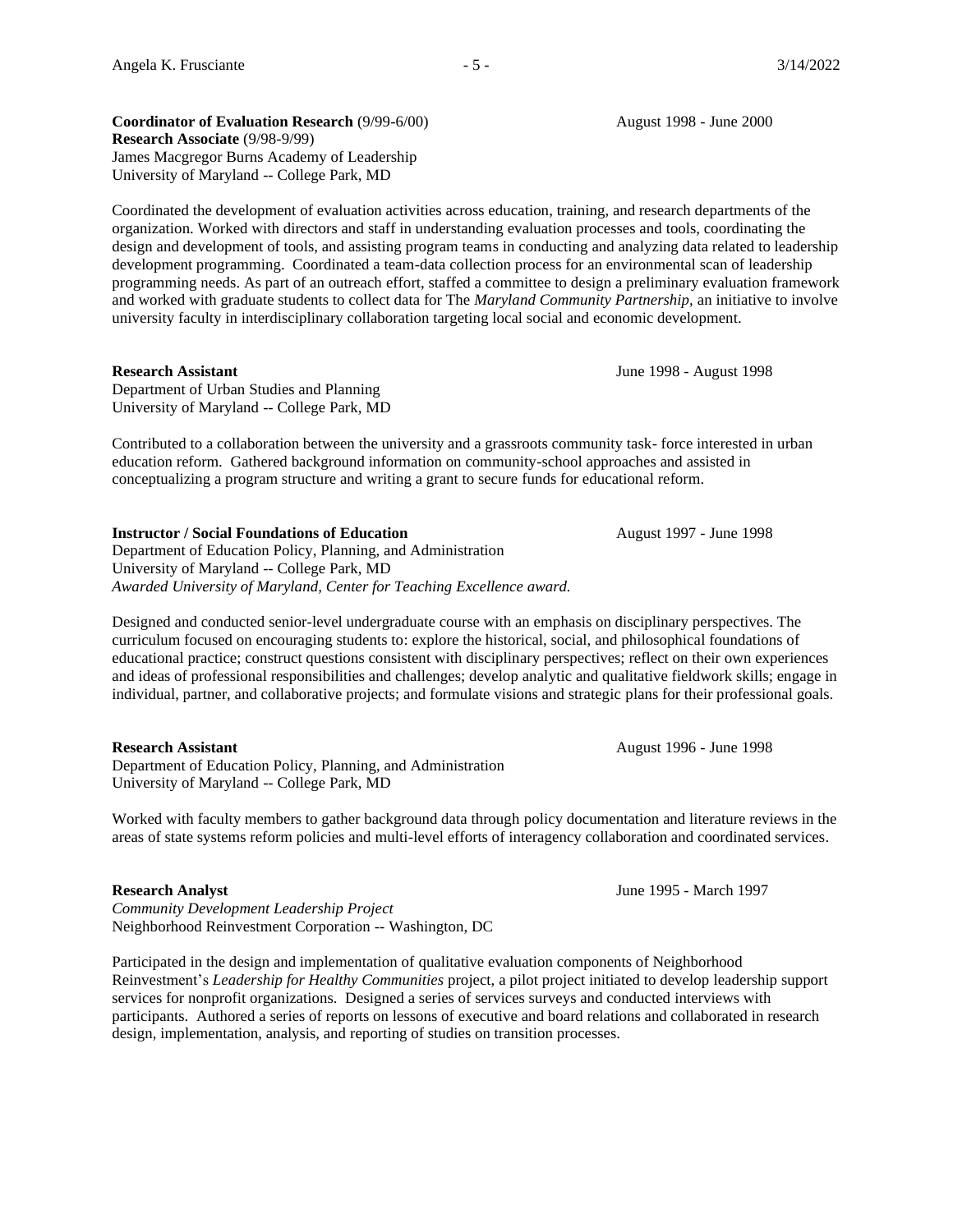**Coordinator of Evaluation Research** (9/99-6/00) August 1998 - June 2000
**Research Associate** (9/98-9/99)
James Macgregor Burns Academy of Leadership
University of Maryland -- College Park, MD

Coordinated the development of evaluation activities across education, training, and research departments of the organization. Worked with directors and staff in understanding evaluation processes and tools, coordinating the design and development of tools, and assisting program teams in conducting and analyzing data related to leadership development programming. Coordinated a team-data collection process for an environmental scan of leadership programming needs. As part of an outreach effort, staffed a committee to design a preliminary evaluation framework and worked with graduate students to collect data for The *Maryland Community Partnership,* an initiative to involve university faculty in interdisciplinary collaboration targeting local social and economic development.

**Research Assistant** June 1998 - August 1998
Department of Urban Studies and Planning
University of Maryland -- College Park, MD

Contributed to a collaboration between the university and a grassroots community task- force interested in urban education reform. Gathered background information on community-school approaches and assisted in conceptualizing a program structure and writing a grant to secure funds for educational reform.

**Instructor / Social Foundations of Education** August 1997 - June 1998
Department of Education Policy, Planning, and Administration
University of Maryland -- College Park, MD
*Awarded University of Maryland, Center for Teaching Excellence award.*

Designed and conducted senior-level undergraduate course with an emphasis on disciplinary perspectives. The curriculum focused on encouraging students to: explore the historical, social, and philosophical foundations of educational practice; construct questions consistent with disciplinary perspectives; reflect on their own experiences and ideas of professional responsibilities and challenges; develop analytic and qualitative fieldwork skills; engage in individual, partner, and collaborative projects; and formulate visions and strategic plans for their professional goals.

**Research Assistant** August 1996 - June 1998
Department of Education Policy, Planning, and Administration
University of Maryland -- College Park, MD

Worked with faculty members to gather background data through policy documentation and literature reviews in the areas of state systems reform policies and multi-level efforts of interagency collaboration and coordinated services.

**Research Analyst** June 1995 - March 1997
*Community Development Leadership Project*
Neighborhood Reinvestment Corporation -- Washington, DC

Participated in the design and implementation of qualitative evaluation components of Neighborhood Reinvestment's *Leadership for Healthy Communities* project, a pilot project initiated to develop leadership support services for nonprofit organizations. Designed a series of services surveys and conducted interviews with participants. Authored a series of reports on lessons of executive and board relations and collaborated in research design, implementation, analysis, and reporting of studies on transition processes.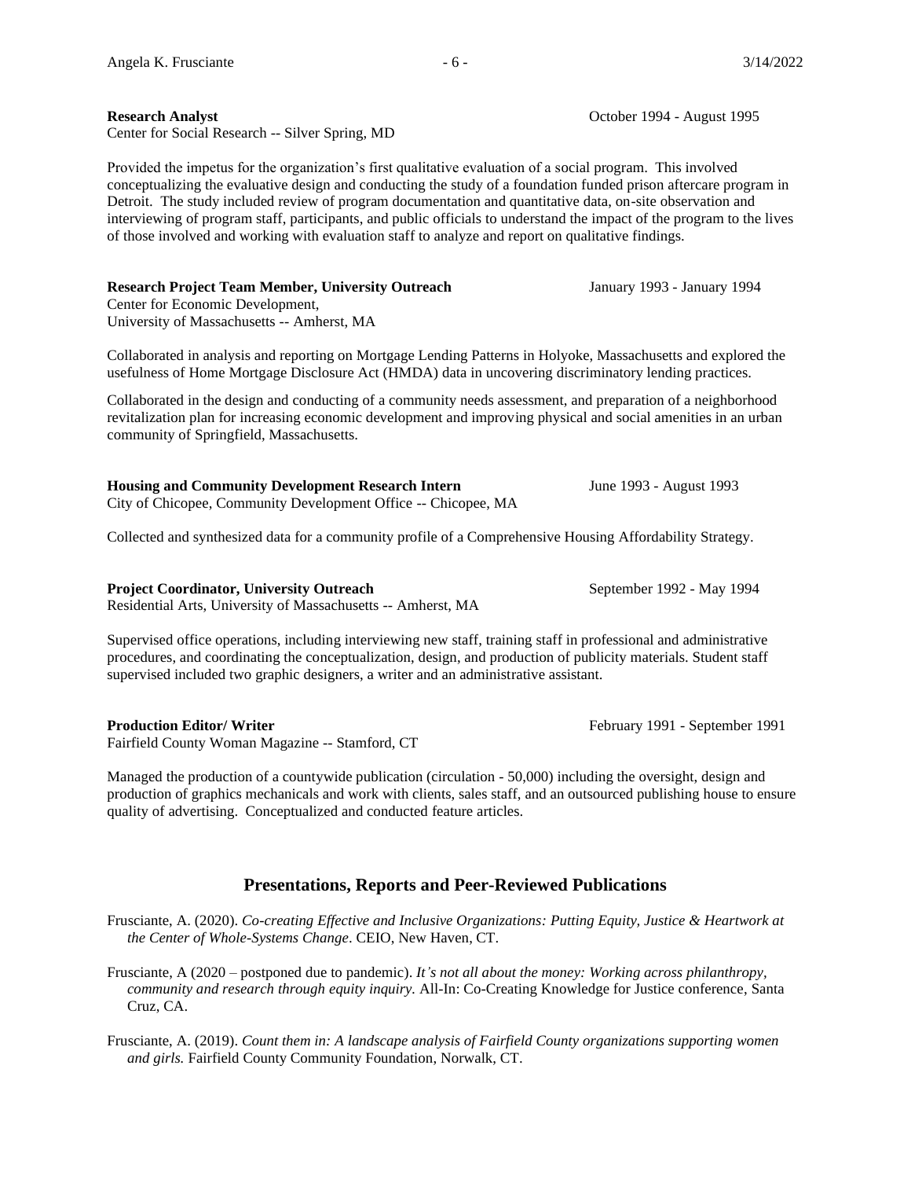**Research Analyst** October 1994 - August 1995
Center for Social Research -- Silver Spring, MD

Provided the impetus for the organization's first qualitative evaluation of a social program. This involved conceptualizing the evaluative design and conducting the study of a foundation funded prison aftercare program in Detroit. The study included review of program documentation and quantitative data, on-site observation and interviewing of program staff, participants, and public officials to understand the impact of the program to the lives of those involved and working with evaluation staff to analyze and report on qualitative findings.

**Research Project Team Member, University Outreach** January 1993 - January 1994
Center for Economic Development,
University of Massachusetts -- Amherst, MA

Collaborated in analysis and reporting on Mortgage Lending Patterns in Holyoke, Massachusetts and explored the usefulness of Home Mortgage Disclosure Act (HMDA) data in uncovering discriminatory lending practices.

Collaborated in the design and conducting of a community needs assessment, and preparation of a neighborhood revitalization plan for increasing economic development and improving physical and social amenities in an urban community of Springfield, Massachusetts.

**Housing and Community Development Research Intern** June 1993 - August 1993
City of Chicopee, Community Development Office -- Chicopee, MA

Collected and synthesized data for a community profile of a Comprehensive Housing Affordability Strategy.

**Project Coordinator, University Outreach** September 1992 - May 1994
Residential Arts, University of Massachusetts -- Amherst, MA

Supervised office operations, including interviewing new staff, training staff in professional and administrative procedures, and coordinating the conceptualization, design, and production of publicity materials. Student staff supervised included two graphic designers, a writer and an administrative assistant.

**Production Editor/ Writer** February 1991 - September 1991
Fairfield County Woman Magazine -- Stamford, CT

Managed the production of a countywide publication (circulation - 50,000) including the oversight, design and production of graphics mechanicals and work with clients, sales staff, and an outsourced publishing house to ensure quality of advertising. Conceptualized and conducted feature articles.

## Presentations, Reports and Peer-Reviewed Publications

Frusciante, A. (2020). *Co-creating Effective and Inclusive Organizations: Putting Equity, Justice & Heartwork at the Center of Whole-Systems Change*. CEIO, New Haven, CT.

Frusciante, A (2020 – postponed due to pandemic). *It's not all about the money: Working across philanthropy, community and research through equity inquiry.* All-In: Co-Creating Knowledge for Justice conference, Santa Cruz, CA.

Frusciante, A. (2019). *Count them in: A landscape analysis of Fairfield County organizations supporting women and girls.* Fairfield County Community Foundation, Norwalk, CT.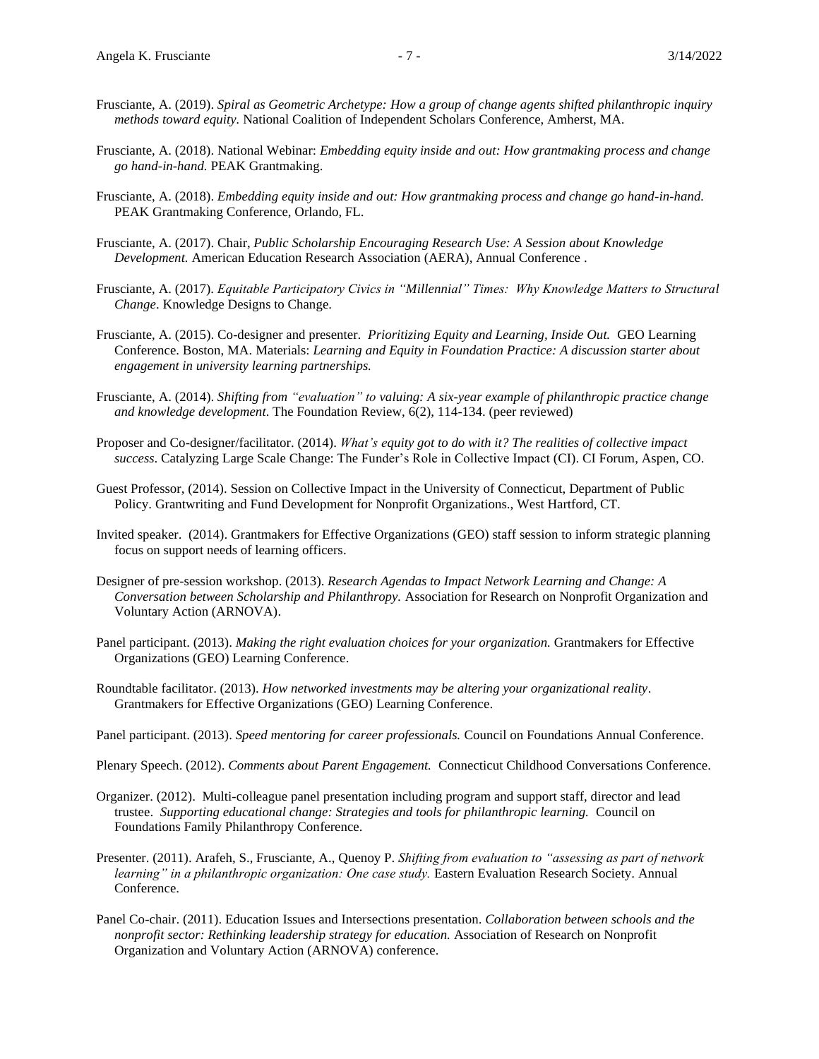Frusciante, A. (2019). *Spiral as Geometric Archetype: How a group of change agents shifted philanthropic inquiry methods toward equity.* National Coalition of Independent Scholars Conference, Amherst, MA.

Frusciante, A. (2018). National Webinar: *Embedding equity inside and out: How grantmaking process and change go hand-in-hand.* PEAK Grantmaking.

Frusciante, A. (2018). *Embedding equity inside and out: How grantmaking process and change go hand-in-hand.* PEAK Grantmaking Conference, Orlando, FL.

Frusciante, A. (2017). Chair, *Public Scholarship Encouraging Research Use: A Session about Knowledge Development.* American Education Research Association (AERA), Annual Conference .

Frusciante, A. (2017). *Equitable Participatory Civics in "Millennial" Times: Why Knowledge Matters to Structural Change*. Knowledge Designs to Change.

Frusciante, A. (2015). Co-designer and presenter. *Prioritizing Equity and Learning, Inside Out.* GEO Learning Conference. Boston, MA. Materials: *Learning and Equity in Foundation Practice: A discussion starter about engagement in university learning partnerships.*

Frusciante, A. (2014). *Shifting from "evaluation" to valuing: A six-year example of philanthropic practice change and knowledge development*. The Foundation Review, 6(2), 114-134. (peer reviewed)

Proposer and Co-designer/facilitator. (2014). *What's equity got to do with it? The realities of collective impact success*. Catalyzing Large Scale Change: The Funder's Role in Collective Impact (CI). CI Forum, Aspen, CO.

Guest Professor, (2014). Session on Collective Impact in the University of Connecticut, Department of Public Policy. Grantwriting and Fund Development for Nonprofit Organizations., West Hartford, CT.

Invited speaker. (2014). Grantmakers for Effective Organizations (GEO) staff session to inform strategic planning focus on support needs of learning officers.

Designer of pre-session workshop. (2013). *Research Agendas to Impact Network Learning and Change: A Conversation between Scholarship and Philanthropy.* Association for Research on Nonprofit Organization and Voluntary Action (ARNOVA).

Panel participant. (2013). *Making the right evaluation choices for your organization.* Grantmakers for Effective Organizations (GEO) Learning Conference.

Roundtable facilitator. (2013). *How networked investments may be altering your organizational reality*. Grantmakers for Effective Organizations (GEO) Learning Conference.

Panel participant. (2013). *Speed mentoring for career professionals.* Council on Foundations Annual Conference.

Plenary Speech. (2012). *Comments about Parent Engagement.* Connecticut Childhood Conversations Conference.

Organizer. (2012). Multi-colleague panel presentation including program and support staff, director and lead trustee. *Supporting educational change: Strategies and tools for philanthropic learning.* Council on Foundations Family Philanthropy Conference.

Presenter. (2011). Arafeh, S., Frusciante, A., Quenoy P. *Shifting from evaluation to "assessing as part of network learning" in a philanthropic organization: One case study.* Eastern Evaluation Research Society. Annual Conference.

Panel Co-chair. (2011). Education Issues and Intersections presentation. *Collaboration between schools and the nonprofit sector: Rethinking leadership strategy for education.* Association of Research on Nonprofit Organization and Voluntary Action (ARNOVA) conference.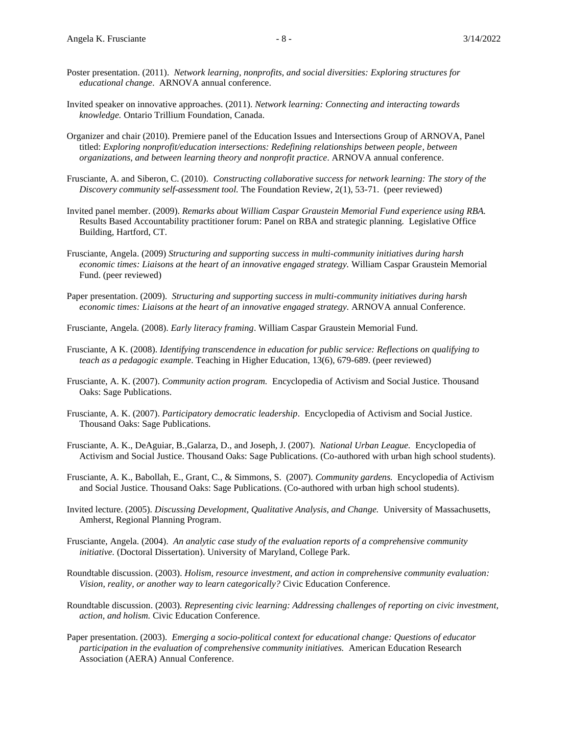Poster presentation. (2011). *Network learning, nonprofits, and social diversities: Exploring structures for educational change*. ARNOVA annual conference.

Invited speaker on innovative approaches. (2011). *Network learning: Connecting and interacting towards knowledge.* Ontario Trillium Foundation, Canada.

Organizer and chair (2010). Premiere panel of the Education Issues and Intersections Group of ARNOVA, Panel titled: *Exploring nonprofit/education intersections: Redefining relationships between people, between organizations, and between learning theory and nonprofit practice*. ARNOVA annual conference.

Frusciante, A. and Siberon, C. (2010). *Constructing collaborative success for network learning: The story of the Discovery community self-assessment tool.* The Foundation Review, 2(1), 53-71. (peer reviewed)

Invited panel member. (2009). *Remarks about William Caspar Graustein Memorial Fund experience using RBA.* Results Based Accountability practitioner forum: Panel on RBA and strategic planning. Legislative Office Building, Hartford, CT.

Frusciante, Angela. (2009) *Structuring and supporting success in multi-community initiatives during harsh economic times: Liaisons at the heart of an innovative engaged strategy.* William Caspar Graustein Memorial Fund. (peer reviewed)

Paper presentation. (2009). *Structuring and supporting success in multi-community initiatives during harsh economic times: Liaisons at the heart of an innovative engaged strategy.* ARNOVA annual Conference.

Frusciante, Angela. (2008). *Early literacy framing*. William Caspar Graustein Memorial Fund.

Frusciante, A K. (2008). *Identifying transcendence in education for public service: Reflections on qualifying to teach as a pedagogic example*. Teaching in Higher Education, 13(6), 679-689. (peer reviewed)

Frusciante, A. K. (2007). *Community action program.* Encyclopedia of Activism and Social Justice. Thousand Oaks: Sage Publications.

Frusciante, A. K. (2007). *Participatory democratic leadership*. Encyclopedia of Activism and Social Justice. Thousand Oaks: Sage Publications.

Frusciante, A. K., DeAguiar, B.,Galarza, D., and Joseph, J. (2007). *National Urban League.* Encyclopedia of Activism and Social Justice. Thousand Oaks: Sage Publications. (Co-authored with urban high school students).

Frusciante, A. K., Babollah, E., Grant, C., & Simmons, S. (2007). *Community gardens.* Encyclopedia of Activism and Social Justice. Thousand Oaks: Sage Publications. (Co-authored with urban high school students).

Invited lecture. (2005). *Discussing Development, Qualitative Analysis, and Change.* University of Massachusetts, Amherst, Regional Planning Program.

Frusciante, Angela. (2004). *An analytic case study of the evaluation reports of a comprehensive community initiative.* (Doctoral Dissertation). University of Maryland, College Park.

Roundtable discussion. (2003). *Holism, resource investment, and action in comprehensive community evaluation: Vision, reality, or another way to learn categorically?* Civic Education Conference.

Roundtable discussion. (2003). *Representing civic learning: Addressing challenges of reporting on civic investment, action, and holism.* Civic Education Conference.

Paper presentation. (2003). *Emerging a socio-political context for educational change: Questions of educator participation in the evaluation of comprehensive community initiatives.* American Education Research Association (AERA) Annual Conference.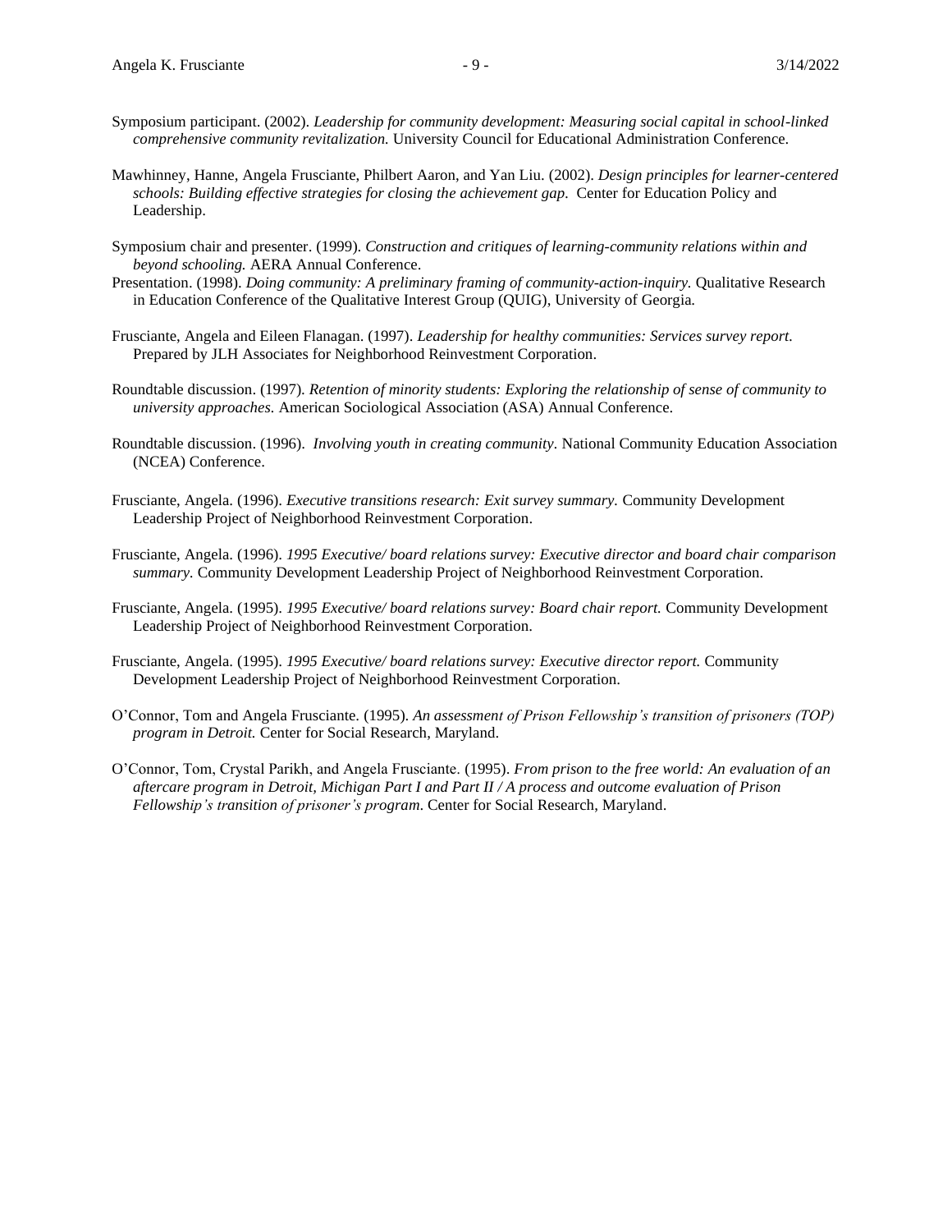Symposium participant. (2002). *Leadership for community development: Measuring social capital in school-linked comprehensive community revitalization.* University Council for Educational Administration Conference.

Mawhinney, Hanne, Angela Frusciante, Philbert Aaron, and Yan Liu. (2002). *Design principles for learner-centered schools: Building effective strategies for closing the achievement gap.* Center for Education Policy and Leadership.

Symposium chair and presenter. (1999). *Construction and critiques of learning-community relations within and beyond schooling.* AERA Annual Conference.

Presentation. (1998). *Doing community: A preliminary framing of community-action-inquiry.* Qualitative Research in Education Conference of the Qualitative Interest Group (QUIG), University of Georgia.

Frusciante, Angela and Eileen Flanagan. (1997). *Leadership for healthy communities: Services survey report.* Prepared by JLH Associates for Neighborhood Reinvestment Corporation.

Roundtable discussion. (1997). *Retention of minority students: Exploring the relationship of sense of community to university approaches.* American Sociological Association (ASA) Annual Conference.

Roundtable discussion. (1996). *Involving youth in creating community.* National Community Education Association (NCEA) Conference.

Frusciante, Angela. (1996). *Executive transitions research: Exit survey summary.* Community Development Leadership Project of Neighborhood Reinvestment Corporation.

Frusciante, Angela. (1996). *1995 Executive/ board relations survey: Executive director and board chair comparison summary.* Community Development Leadership Project of Neighborhood Reinvestment Corporation.

Frusciante, Angela. (1995). *1995 Executive/ board relations survey: Board chair report.* Community Development Leadership Project of Neighborhood Reinvestment Corporation.

Frusciante, Angela. (1995). *1995 Executive/ board relations survey: Executive director report.* Community Development Leadership Project of Neighborhood Reinvestment Corporation.

O'Connor, Tom and Angela Frusciante. (1995). *An assessment of Prison Fellowship's transition of prisoners (TOP) program in Detroit.* Center for Social Research, Maryland.

O'Connor, Tom, Crystal Parikh, and Angela Frusciante. (1995). *From prison to the free world: An evaluation of an aftercare program in Detroit, Michigan Part I and Part II / A process and outcome evaluation of Prison Fellowship's transition of prisoner's program.* Center for Social Research, Maryland.